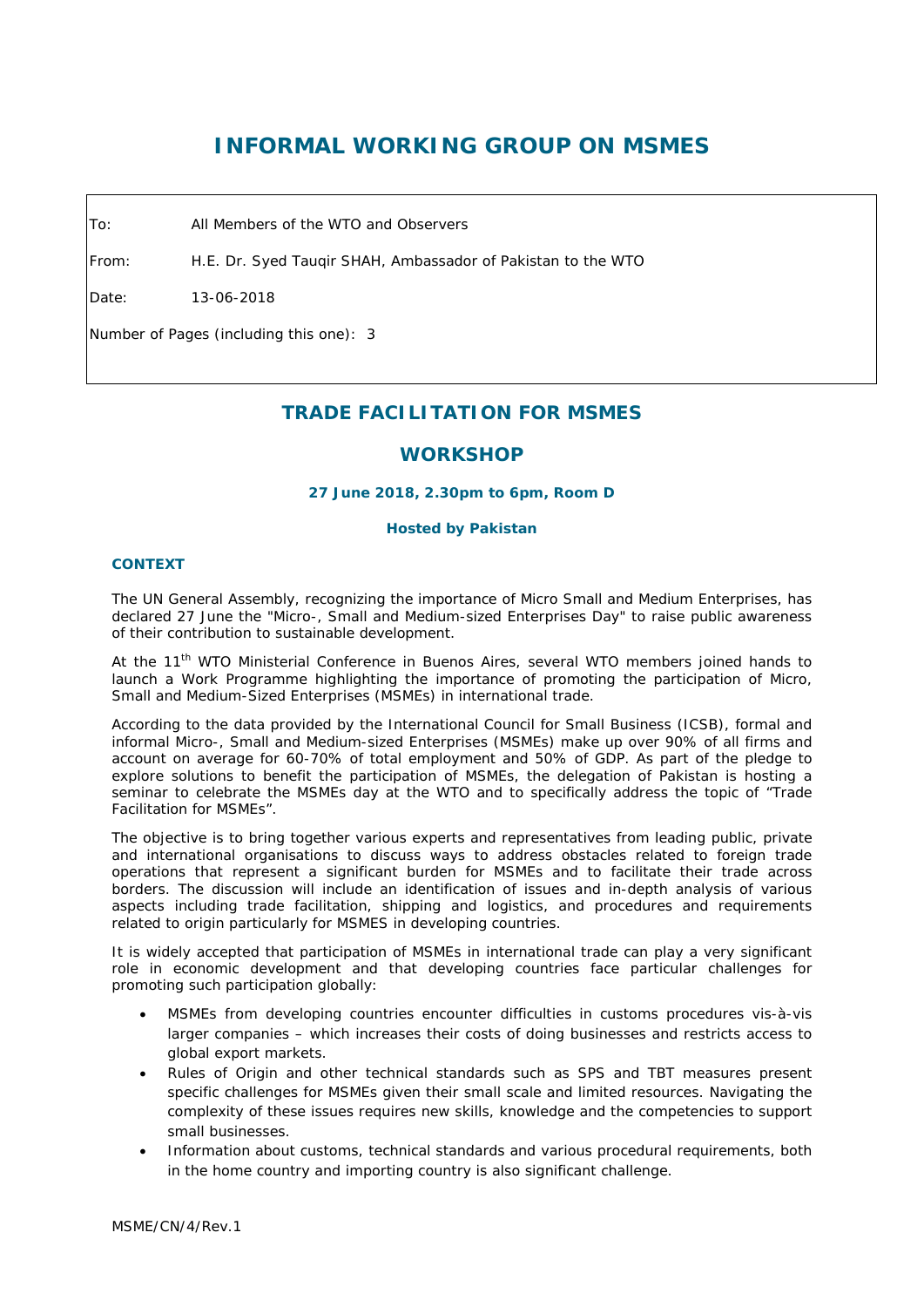# INFORMAL WORKING GROUP ON MSMES

|  |  |
|---|---|
| To: | All Members of the WTO and Observers |
| From: | H.E. Dr. Syed Tauqir SHAH, Ambassador of Pakistan to the WTO |
| Date: | 13-06-2018 |
| Number of Pages (including this one): | 3 |

## TRADE FACILITATION FOR MSMES

## WORKSHOP

**27 June 2018, 2.30pm to 6pm, Room D**

**Hosted by Pakistan**

### CONTEXT

The UN General Assembly, recognizing the importance of Micro Small and Medium Enterprises, has declared 27 June the "Micro-, Small and Medium-sized Enterprises Day" to raise public awareness of their contribution to sustainable development.

At the 11th WTO Ministerial Conference in Buenos Aires, several WTO members joined hands to launch a Work Programme highlighting the importance of promoting the participation of Micro, Small and Medium-Sized Enterprises (MSMEs) in international trade.

According to the data provided by the International Council for Small Business (ICSB), formal and informal Micro-, Small and Medium-sized Enterprises (MSMEs) make up over 90% of all firms and account on average for 60-70% of total employment and 50% of GDP. As part of the pledge to explore solutions to benefit the participation of MSMEs, the delegation of Pakistan is hosting a seminar to celebrate the MSMEs day at the WTO and to specifically address the topic of "Trade Facilitation for MSMEs".

The objective is to bring together various experts and representatives from leading public, private and international organisations to discuss ways to address obstacles related to foreign trade operations that represent a significant burden for MSMEs and to facilitate their trade across borders. The discussion will include an identification of issues and in-depth analysis of various aspects including trade facilitation, shipping and logistics, and procedures and requirements related to origin particularly for MSMES in developing countries.

It is widely accepted that participation of MSMEs in international trade can play a very significant role in economic development and that developing countries face particular challenges for promoting such participation globally:

- MSMEs from developing countries encounter difficulties in customs procedures vis-à-vis larger companies – which increases their costs of doing businesses and restricts access to global export markets.
- Rules of Origin and other technical standards such as SPS and TBT measures present specific challenges for MSMEs given their small scale and limited resources. Navigating the complexity of these issues requires new skills, knowledge and the competencies to support small businesses.
- Information about customs, technical standards and various procedural requirements, both in the home country and importing country is also significant challenge.

MSME/CN/4/Rev.1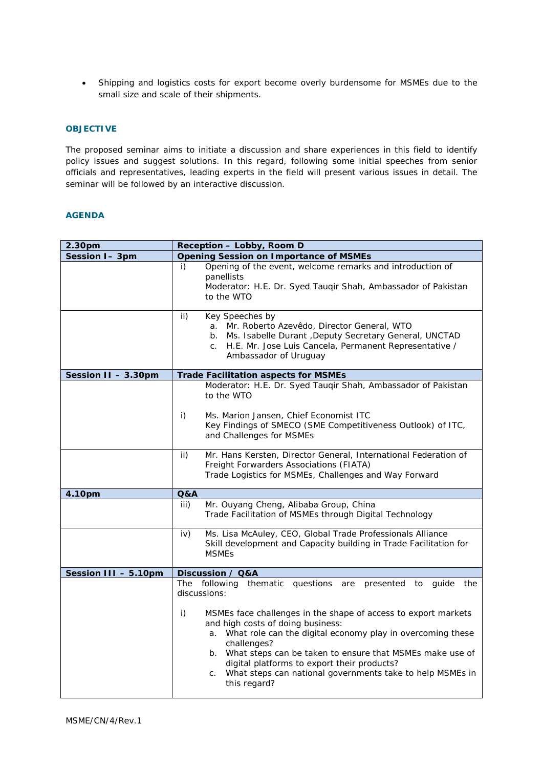- Shipping and logistics costs for export become overly burdensome for MSMEs due to the small size and scale of their shipments.

## OBJECTIVE

The proposed seminar aims to initiate a discussion and share experiences in this field to identify policy issues and suggest solutions. In this regard, following some initial speeches from senior officials and representatives, leading experts in the field will present various issues in detail. The seminar will be followed by an interactive discussion.

## AGENDA

| 2.30pm | Reception – Lobby, Room D |
|---|---|
| **Session I– 3pm** | **Opening Session on Importance of MSMEs** |
| | i) Opening of the event, welcome remarks and introduction of panellists<br>Moderator: H.E. Dr. Syed Tauqir Shah, Ambassador of Pakistan to the WTO |
| | ii) Key Speeches by<br>a. Mr. Roberto Azevêdo, Director General, WTO<br>b. Ms. Isabelle Durant ,Deputy Secretary General, UNCTAD<br>c. H.E. Mr. Jose Luis Cancela, Permanent Representative / Ambassador of Uruguay |
| **Session II – 3.30pm** | **Trade Facilitation aspects for MSMEs** |
| | Moderator: H.E. Dr. Syed Tauqir Shah, Ambassador of Pakistan to the WTO<br><br>i) Ms. Marion Jansen, Chief Economist ITC<br>Key Findings of SMECO (SME Competitiveness Outlook) of ITC, and Challenges for MSMEs |
| | ii) Mr. Hans Kersten, Director General, International Federation of Freight Forwarders Associations (FIATA)<br>Trade Logistics for MSMEs, Challenges and Way Forward |
| **4.10pm** | **Q&A** |
| | iii) Mr. Ouyang Cheng, Alibaba Group, China<br>Trade Facilitation of MSMEs through Digital Technology |
| | iv) Ms. Lisa McAuley, CEO, Global Trade Professionals Alliance<br>Skill development and Capacity building in Trade Facilitation for MSMEs |
| **Session III – 5.10pm** | **Discussion / Q&A** |
| | The following thematic questions are presented to guide the discussions:<br><br>i) MSMEs face challenges in the shape of access to export markets and high costs of doing business:<br>a. What role can the digital economy play in overcoming these challenges?<br>b. What steps can be taken to ensure that MSMEs make use of digital platforms to export their products?<br>c. What steps can national governments take to help MSMEs in this regard? |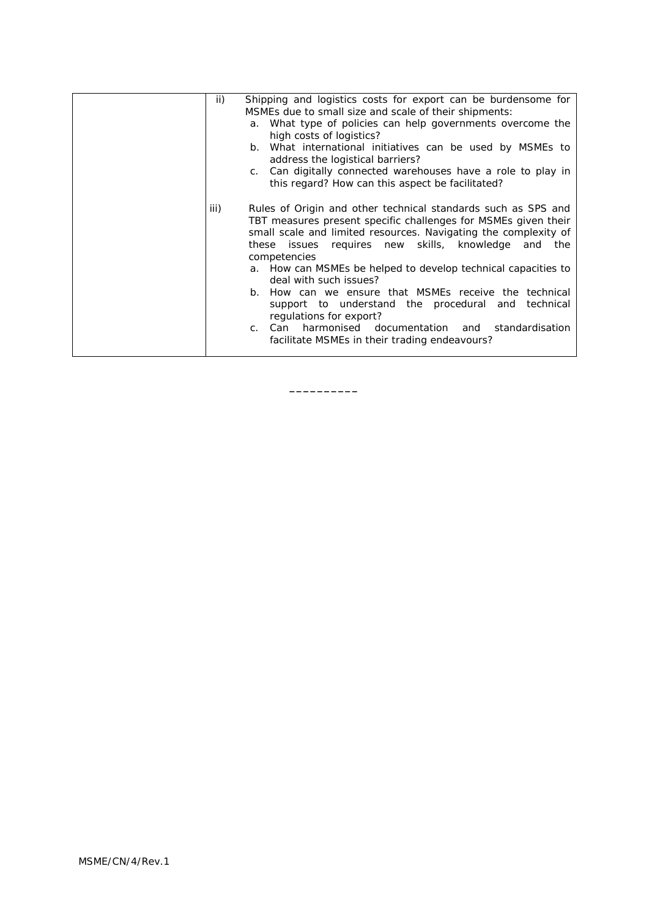| | |
|---|---|
| | ii) Shipping and logistics costs for export can be burdensome for MSMEs due to small size and scale of their shipments:<br>a. What type of policies can help governments overcome the high costs of logistics?<br>b. What international initiatives can be used by MSMEs to address the logistical barriers?<br>c. Can digitally connected warehouses have a role to play in this regard? How can this aspect be facilitated?<br><br>iii) Rules of Origin and other technical standards such as SPS and TBT measures present specific challenges for MSMEs given their small scale and limited resources. Navigating the complexity of these issues requires new skills, knowledge and the competencies<br>a. How can MSMEs be helped to develop technical capacities to deal with such issues?<br>b. How can we ensure that MSMEs receive the technical support to understand the procedural and technical regulations for export?<br>c. Can harmonised documentation and standardisation facilitate MSMEs in their trading endeavours? |

__________